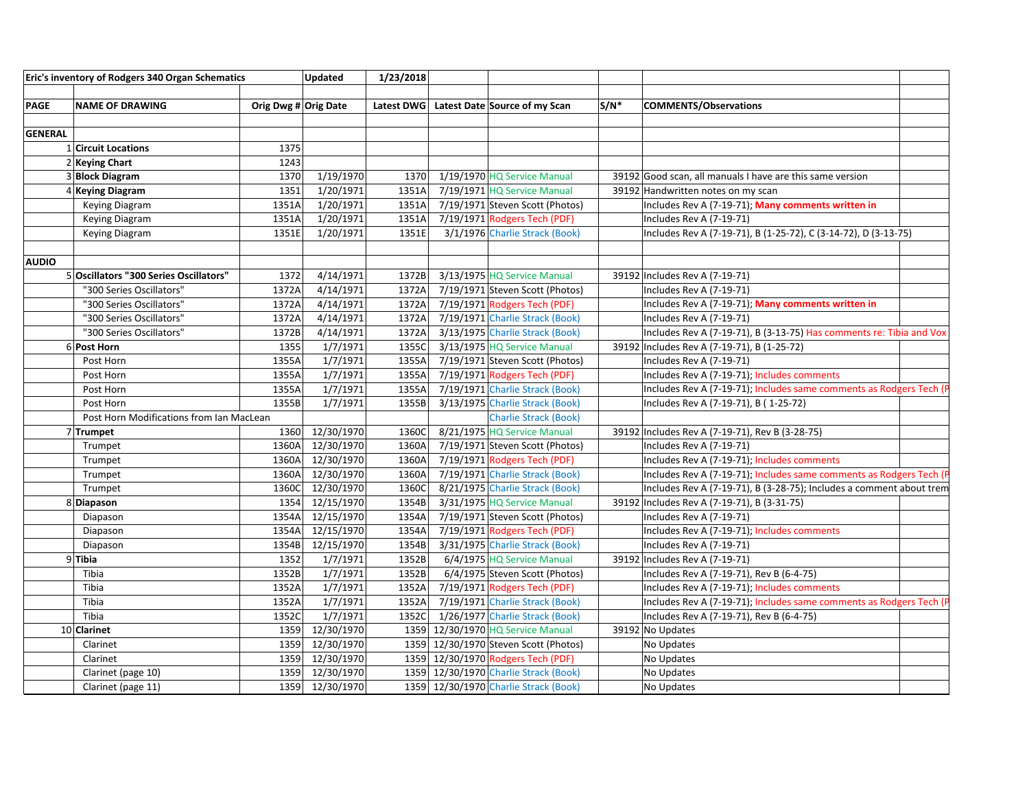| Eric's inventory of Rodgers 340 Organ Schematics | | | Updated | 1/23/2018 | | | | | |
|---|---|---|---|---|---|---|---|---|---|
| | | | | | | | | | |
| PAGE | NAME OF DRAWING | Orig Dwg # | Orig Date | Latest DWG | Latest Date | Source of my Scan | S/N* | COMMENTS/Observations | |
| | | | | | | | | | |
| **GENERAL** | | | | | | | | | |
| 1 | **Circuit Locations** | 1375 | | | | | | | |
| 2 | **Keying Chart** | 1243 | | | | | | | |
| 3 | **Block Diagram** | 1370 | 1/19/1970 | 1370 | 1/19/1970 | HQ Service Manual | 39192 | Good scan, all manuals I have are this same version | |
| 4 | **Keying Diagram** | 1351 | 1/20/1971 | 1351A | 7/19/1971 | HQ Service Manual | 39192 | Handwritten notes on my scan | |
| | Keying Diagram | 1351A | 1/20/1971 | 1351A | 7/19/1971 | Steven Scott (Photos) | | Includes Rev A (7-19-71); **Many comments written in** | |
| | Keying Diagram | 1351A | 1/20/1971 | 1351A | 7/19/1971 | Rodgers Tech (PDF) | | Includes Rev A (7-19-71) | |
| | Keying Diagram | 1351E | 1/20/1971 | 1351E | 3/1/1976 | Charlie Strack (Book) | | Includes Rev A (7-19-71), B (1-25-72), C (3-14-72), D (3-13-75) | |
| | | | | | | | | | |
| **AUDIO** | | | | | | | | | |
| 5 | **Oscillators "300 Series Oscillators"** | 1372 | 4/14/1971 | 1372B | 3/13/1975 | HQ Service Manual | 39192 | Includes Rev A (7-19-71) | |
| | "300 Series Oscillators" | 1372A | 4/14/1971 | 1372A | 7/19/1971 | Steven Scott (Photos) | | Includes Rev A (7-19-71) | |
| | "300 Series Oscillators" | 1372A | 4/14/1971 | 1372A | 7/19/1971 | Rodgers Tech (PDF) | | Includes Rev A (7-19-71); **Many comments written in** | |
| | "300 Series Oscillators" | 1372A | 4/14/1971 | 1372A | 7/19/1971 | Charlie Strack (Book) | | Includes Rev A (7-19-71) | |
| | "300 Series Oscillators" | 1372B | 4/14/1971 | 1372A | 3/13/1975 | Charlie Strack (Book) | | Includes Rev A (7-19-71), B (3-13-75) Has comments re: Tibia and Vox | |
| 6 | **Post Horn** | 1355 | 1/7/1971 | 1355C | 3/13/1975 | HQ Service Manual | 39192 | Includes Rev A (7-19-71), B (1-25-72) | |
| | Post Horn | 1355A | 1/7/1971 | 1355A | 7/19/1971 | Steven Scott (Photos) | | Includes Rev A (7-19-71) | |
| | Post Horn | 1355A | 1/7/1971 | 1355A | 7/19/1971 | Rodgers Tech (PDF) | | Includes Rev A (7-19-71); Includes comments | |
| | Post Horn | 1355A | 1/7/1971 | 1355A | 7/19/1971 | Charlie Strack (Book) | | Includes Rev A (7-19-71); Includes same comments as Rodgers Tech (P | |
| | Post Horn | 1355B | 1/7/1971 | 1355B | 3/13/1975 | Charlie Strack (Book) | | Includes Rev A (7-19-71), B ( 1-25-72) | |
| | Post Horn Modifications from Ian MacLean | | | | | Charlie Strack (Book) | | | |
| 7 | **Trumpet** | 1360 | 12/30/1970 | 1360C | 8/21/1975 | HQ Service Manual | 39192 | Includes Rev A (7-19-71), Rev B (3-28-75) | |
| | Trumpet | 1360A | 12/30/1970 | 1360A | 7/19/1971 | Steven Scott (Photos) | | Includes Rev A (7-19-71) | |
| | Trumpet | 1360A | 12/30/1970 | 1360A | 7/19/1971 | Rodgers Tech (PDF) | | Includes Rev A (7-19-71); Includes comments | |
| | Trumpet | 1360A | 12/30/1970 | 1360A | 7/19/1971 | Charlie Strack (Book) | | Includes Rev A (7-19-71); Includes same comments as Rodgers Tech (P | |
| | Trumpet | 1360C | 12/30/1970 | 1360C | 8/21/1975 | Charlie Strack (Book) | | Includes Rev A (7-19-71), B (3-28-75); Includes a comment about trem | |
| 8 | **Diapason** | 1354 | 12/15/1970 | 1354B | 3/31/1975 | HQ Service Manual | 39192 | Includes Rev A (7-19-71), B (3-31-75) | |
| | Diapason | 1354A | 12/15/1970 | 1354A | 7/19/1971 | Steven Scott (Photos) | | Includes Rev A (7-19-71) | |
| | Diapason | 1354A | 12/15/1970 | 1354A | 7/19/1971 | Rodgers Tech (PDF) | | Includes Rev A (7-19-71); Includes comments | |
| | Diapason | 1354B | 12/15/1970 | 1354B | 3/31/1975 | Charlie Strack (Book) | | Includes Rev A (7-19-71) | |
| 9 | **Tibia** | 1352 | 1/7/1971 | 1352B | 6/4/1975 | HQ Service Manual | 39192 | Includes Rev A (7-19-71) | |
| | Tibia | 1352B | 1/7/1971 | 1352B | 6/4/1975 | Steven Scott (Photos) | | Includes Rev A (7-19-71), Rev B (6-4-75) | |
| | Tibia | 1352A | 1/7/1971 | 1352A | 7/19/1971 | Rodgers Tech (PDF) | | Includes Rev A (7-19-71); Includes comments | |
| | Tibia | 1352A | 1/7/1971 | 1352A | 7/19/1971 | Charlie Strack (Book) | | Includes Rev A (7-19-71); Includes same comments as Rodgers Tech (P | |
| | Tibia | 1352C | 1/7/1971 | 1352C | 1/26/1977 | Charlie Strack (Book) | | Includes Rev A (7-19-71), Rev B (6-4-75) | |
| 10 | **Clarinet** | 1359 | 12/30/1970 | 1359 | 12/30/1970 | HQ Service Manual | 39192 | No Updates | |
| | Clarinet | 1359 | 12/30/1970 | 1359 | 12/30/1970 | Steven Scott (Photos) | | No Updates | |
| | Clarinet | 1359 | 12/30/1970 | 1359 | 12/30/1970 | Rodgers Tech (PDF) | | No Updates | |
| | Clarinet (page 10) | 1359 | 12/30/1970 | 1359 | 12/30/1970 | Charlie Strack (Book) | | No Updates | |
| | Clarinet (page 11) | 1359 | 12/30/1970 | 1359 | 12/30/1970 | Charlie Strack (Book) | | No Updates | |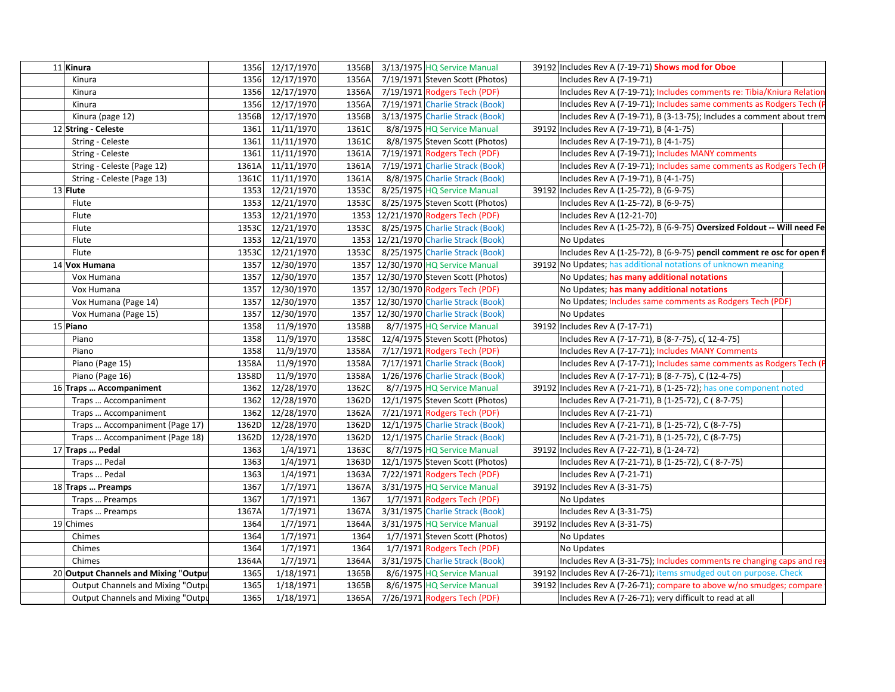|  |  |  |  |  |  |  |  |  |  |
|---|---|---|---|---|---|---|---|---|---|
| 11 | **Kinura** | 1356 | 12/17/1970 | 1356B | 3/13/1975 | HQ Service Manual | 39192 | Includes Rev A (7-19-71) **Shows mod for Oboe** |  |
|  | Kinura | 1356 | 12/17/1970 | 1356A | 7/19/1971 | Steven Scott (Photos) |  | Includes Rev A (7-19-71) |  |
|  | Kinura | 1356 | 12/17/1970 | 1356A | 7/19/1971 | Rodgers Tech (PDF) |  | Includes Rev A (7-19-71); Includes comments re: Tibia/Kniura Relation |  |
|  | Kinura | 1356 | 12/17/1970 | 1356A | 7/19/1971 | Charlie Strack (Book) |  | Includes Rev A (7-19-71); Includes same comments as Rodgers Tech (P |  |
|  | Kinura (page 12) | 1356B | 12/17/1970 | 1356B | 3/13/1975 | Charlie Strack (Book) |  | Includes Rev A (7-19-71), B (3-13-75); Includes a comment about trem |  |
| 12 | **String - Celeste** | 1361 | 11/11/1970 | 1361C | 8/8/1975 | HQ Service Manual | 39192 | Includes Rev A (7-19-71), B (4-1-75) |  |
|  | String - Celeste | 1361 | 11/11/1970 | 1361C | 8/8/1975 | Steven Scott (Photos) |  | Includes Rev A (7-19-71), B (4-1-75) |  |
|  | String - Celeste | 1361 | 11/11/1970 | 1361A | 7/19/1971 | Rodgers Tech (PDF) |  | Includes Rev A (7-19-71); Includes MANY comments |  |
|  | String - Celeste (Page 12) | 1361A | 11/11/1970 | 1361A | 7/19/1971 | Charlie Strack (Book) |  | Includes Rev A (7-19-71); Includes same comments as Rodgers Tech (P |  |
|  | String - Celeste (Page 13) | 1361C | 11/11/1970 | 1361A | 8/8/1975 | Charlie Strack (Book) |  | Includes Rev A (7-19-71), B (4-1-75) |  |
| 13 | **Flute** | 1353 | 12/21/1970 | 1353C | 8/25/1975 | HQ Service Manual | 39192 | Includes Rev A (1-25-72), B (6-9-75) |  |
|  | Flute | 1353 | 12/21/1970 | 1353C | 8/25/1975 | Steven Scott (Photos) |  | Includes Rev A (1-25-72), B (6-9-75) |  |
|  | Flute | 1353 | 12/21/1970 | 1353 | 12/21/1970 | Rodgers Tech (PDF) |  | Includes Rev A (12-21-70) |  |
|  | Flute | 1353C | 12/21/1970 | 1353C | 8/25/1975 | Charlie Strack (Book) |  | Includes Rev A (1-25-72), B (6-9-75) **Oversized Foldout -- Will need Fe** |  |
|  | Flute | 1353 | 12/21/1970 | 1353 | 12/21/1970 | Charlie Strack (Book) |  | No Updates |  |
|  | Flute | 1353C | 12/21/1970 | 1353C | 8/25/1975 | Charlie Strack (Book) |  | Includes Rev A (1-25-72), B (6-9-75) **pencil comment re osc for open f** |  |
| 14 | **Vox Humana** | 1357 | 12/30/1970 | 1357 | 12/30/1970 | HQ Service Manual | 39192 | No Updates; has additional notations of unknown meaning |  |
|  | Vox Humana | 1357 | 12/30/1970 | 1357 | 12/30/1970 | Steven Scott (Photos) |  | No Updates; **has many additional notations** |  |
|  | Vox Humana | 1357 | 12/30/1970 | 1357 | 12/30/1970 | Rodgers Tech (PDF) |  | No Updates; **has many additional notations** |  |
|  | Vox Humana (Page 14) | 1357 | 12/30/1970 | 1357 | 12/30/1970 | Charlie Strack (Book) |  | No Updates; Includes same comments as Rodgers Tech (PDF) |  |
|  | Vox Humana (Page 15) | 1357 | 12/30/1970 | 1357 | 12/30/1970 | Charlie Strack (Book) |  | No Updates |  |
| 15 | **Piano** | 1358 | 11/9/1970 | 1358B | 8/7/1975 | HQ Service Manual | 39192 | Includes Rev A (7-17-71) |  |
|  | Piano | 1358 | 11/9/1970 | 1358C | 12/4/1975 | Steven Scott (Photos) |  | Includes Rev A (7-17-71), B (8-7-75), c( 12-4-75) |  |
|  | Piano | 1358 | 11/9/1970 | 1358A | 7/17/1971 | Rodgers Tech (PDF) |  | Includes Rev A (7-17-71); Includes MANY Comments |  |
|  | Piano (Page 15) | 1358A | 11/9/1970 | 1358A | 7/17/1971 | Charlie Strack (Book) |  | Includes Rev A (7-17-71); Includes same comments as Rodgers Tech (P |  |
|  | Piano (Page 16) | 1358D | 11/9/1970 | 1358A | 1/26/1976 | Charlie Strack (Book) |  | Includes Rev A (7-17-71); B (8-7-75), C (12-4-75) |  |
| 16 | **Traps … Accompaniment** | 1362 | 12/28/1970 | 1362C | 8/7/1975 | HQ Service Manual | 39192 | Includes Rev A (7-21-71), B (1-25-72); has one component noted |  |
|  | Traps … Accompaniment | 1362 | 12/28/1970 | 1362D | 12/1/1975 | Steven Scott (Photos) |  | Includes Rev A (7-21-71), B (1-25-72), C ( 8-7-75) |  |
|  | Traps … Accompaniment | 1362 | 12/28/1970 | 1362A | 7/21/1971 | Rodgers Tech (PDF) |  | Includes Rev A (7-21-71) |  |
|  | Traps … Accompaniment (Page 17) | 1362D | 12/28/1970 | 1362D | 12/1/1975 | Charlie Strack (Book) |  | Includes Rev A (7-21-71), B (1-25-72), C (8-7-75) |  |
|  | Traps … Accompaniment (Page 18) | 1362D | 12/28/1970 | 1362D | 12/1/1975 | Charlie Strack (Book) |  | Includes Rev A (7-21-71), B (1-25-72), C (8-7-75) |  |
| 17 | **Traps … Pedal** | 1363 | 1/4/1971 | 1363C | 8/7/1975 | HQ Service Manual | 39192 | Includes Rev A (7-22-71), B (1-24-72) |  |
|  | Traps … Pedal | 1363 | 1/4/1971 | 1363D | 12/1/1975 | Steven Scott (Photos) |  | Includes Rev A (7-21-71), B (1-25-72), C ( 8-7-75) |  |
|  | Traps … Pedal | 1363 | 1/4/1971 | 1363A | 7/22/1971 | Rodgers Tech (PDF) |  | Includes Rev A (7-21-71) |  |
| 18 | **Traps … Preamps** | 1367 | 1/7/1971 | 1367A | 3/31/1975 | HQ Service Manual | 39192 | Includes Rev A (3-31-75) |  |
|  | Traps … Preamps | 1367 | 1/7/1971 | 1367 | 1/7/1971 | Rodgers Tech (PDF) |  | No Updates |  |
|  | Traps … Preamps | 1367A | 1/7/1971 | 1367A | 3/31/1975 | Charlie Strack (Book) |  | Includes Rev A (3-31-75) |  |
| 19 | Chimes | 1364 | 1/7/1971 | 1364A | 3/31/1975 | HQ Service Manual | 39192 | Includes Rev A (3-31-75) |  |
|  | Chimes | 1364 | 1/7/1971 | 1364 | 1/7/1971 | Steven Scott (Photos) |  | No Updates |  |
|  | Chimes | 1364 | 1/7/1971 | 1364 | 1/7/1971 | Rodgers Tech (PDF) |  | No Updates |  |
|  | Chimes | 1364A | 1/7/1971 | 1364A | 3/31/1975 | Charlie Strack (Book) |  | Includes Rev A (3-31-75); Includes comments re changing caps and res |  |
| 20 | **Output Channels and Mixing "Output** | 1365 | 1/18/1971 | 1365B | 8/6/1975 | HQ Service Manual | 39192 | Includes Rev A (7-26-71); items smudged out on purpose. Check |  |
|  | Output Channels and Mixing "Outpu | 1365 | 1/18/1971 | 1365B | 8/6/1975 | HQ Service Manual | 39192 | Includes Rev A (7-26-71); compare to above w/no smudges; compare |  |
|  | Output Channels and Mixing "Outpu | 1365 | 1/18/1971 | 1365A | 7/26/1971 | Rodgers Tech (PDF) |  | Includes Rev A (7-26-71); very difficult to read at all |  |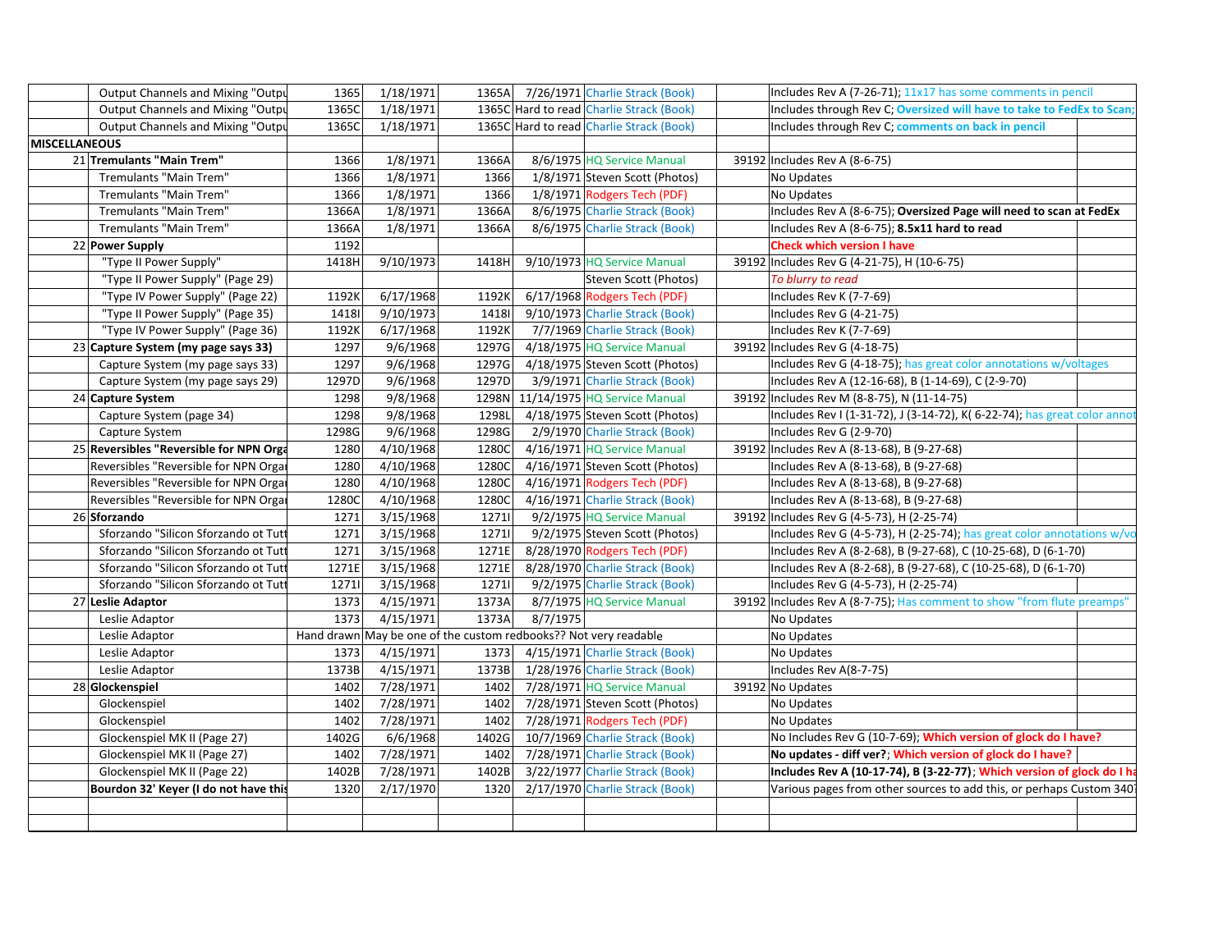| | | | | | | | | | |
|---|---|---|---|---|---|---|---|---|---|
| | Output Channels and Mixing "Outpu | 1365 | 1/18/1971 | 1365A | 7/26/1971 | Charlie Strack (Book) | | Includes Rev A (7-26-71); 11x17 has some comments in pencil | |
| | Output Channels and Mixing "Outpu | 1365C | 1/18/1971 | 1365C | Hard to read | Charlie Strack (Book) | | Includes through Rev C; **Oversized will have to take to FedEx to Scan;** | |
| | Output Channels and Mixing "Outpu | 1365C | 1/18/1971 | 1365C | Hard to read | Charlie Strack (Book) | | Includes through Rev C; **comments on back in pencil** | |
| **MISCELLANEOUS** | | | | | | | | | |
| 21 | **Tremulants "Main Trem"** | 1366 | 1/8/1971 | 1366A | 8/6/1975 | HQ Service Manual | 39192 | Includes Rev A (8-6-75) | |
| | Tremulants "Main Trem" | 1366 | 1/8/1971 | 1366 | 1/8/1971 | Steven Scott (Photos) | | No Updates | |
| | Tremulants "Main Trem" | 1366 | 1/8/1971 | 1366 | 1/8/1971 | Rodgers Tech (PDF) | | No Updates | |
| | Tremulants "Main Trem" | 1366A | 1/8/1971 | 1366A | 8/6/1975 | Charlie Strack (Book) | | Includes Rev A (8-6-75); **Oversized Page will need to scan at FedEx** | |
| | Tremulants "Main Trem" | 1366A | 1/8/1971 | 1366A | 8/6/1975 | Charlie Strack (Book) | | Includes Rev A (8-6-75); **8.5x11 hard to read** | |
| 22 | **Power Supply** | 1192 | | | | | | **Check which version I have** | |
| | "Type II Power Supply" | 1418H | 9/10/1973 | 1418H | 9/10/1973 | HQ Service Manual | 39192 | Includes Rev G (4-21-75), H (10-6-75) | |
| | "Type II Power Supply" (Page 29) | | | | | Steven Scott (Photos) | | *To blurry to read* | |
| | "Type IV Power Supply" (Page 22) | 1192K | 6/17/1968 | 1192K | 6/17/1968 | Rodgers Tech (PDF) | | Includes Rev K (7-7-69) | |
| | "Type II Power Supply" (Page 35) | 1418I | 9/10/1973 | 1418I | 9/10/1973 | Charlie Strack (Book) | | Includes Rev G (4-21-75) | |
| | "Type IV Power Supply" (Page 36) | 1192K | 6/17/1968 | 1192K | 7/7/1969 | Charlie Strack (Book) | | Includes Rev K (7-7-69) | |
| 23 | **Capture System (my page says 33)** | 1297 | 9/6/1968 | 1297G | 4/18/1975 | HQ Service Manual | 39192 | Includes Rev G (4-18-75) | |
| | Capture System (my page says 33) | 1297 | 9/6/1968 | 1297G | 4/18/1975 | Steven Scott (Photos) | | Includes Rev G (4-18-75); has great color annotations w/voltages | |
| | Capture System (my page says 29) | 1297D | 9/6/1968 | 1297D | 3/9/1971 | Charlie Strack (Book) | | Includes Rev A (12-16-68), B (1-14-69), C (2-9-70) | |
| 24 | **Capture System** | 1298 | 9/8/1968 | 1298N | 11/14/1975 | HQ Service Manual | 39192 | Includes Rev M (8-8-75), N (11-14-75) | |
| | Capture System (page 34) | 1298 | 9/8/1968 | 1298L | 4/18/1975 | Steven Scott (Photos) | | Includes Rev I (1-31-72), J (3-14-72), K( 6-22-74); has great color annot | |
| | Capture System | 1298G | 9/6/1968 | 1298G | 2/9/1970 | Charlie Strack (Book) | | Includes Rev G (2-9-70) | |
| 25 | **Reversibles "Reversible for NPN Orga** | 1280 | 4/10/1968 | 1280C | 4/16/1971 | HQ Service Manual | 39192 | Includes Rev A (8-13-68), B (9-27-68) | |
| | Reversibles "Reversible for NPN Orga | 1280 | 4/10/1968 | 1280C | 4/16/1971 | Steven Scott (Photos) | | Includes Rev A (8-13-68), B (9-27-68) | |
| | Reversibles "Reversible for NPN Orga | 1280 | 4/10/1968 | 1280C | 4/16/1971 | Rodgers Tech (PDF) | | Includes Rev A (8-13-68), B (9-27-68) | |
| | Reversibles "Reversible for NPN Orga | 1280C | 4/10/1968 | 1280C | 4/16/1971 | Charlie Strack (Book) | | Includes Rev A (8-13-68), B (9-27-68) | |
| 26 | **Sforzando** | 1271 | 3/15/1968 | 1271I | 9/2/1975 | HQ Service Manual | 39192 | Includes Rev G (4-5-73), H (2-25-74) | |
| | Sforzando "Silicon Sforzando ot Tutt | 1271 | 3/15/1968 | 1271I | 9/2/1975 | Steven Scott (Photos) | | Includes Rev G (4-5-73), H (2-25-74); has great color annotations w/vo | |
| | Sforzando "Silicon Sforzando ot Tutt | 1271 | 3/15/1968 | 1271E | 8/28/1970 | Rodgers Tech (PDF) | | Includes Rev A (8-2-68), B (9-27-68), C (10-25-68), D (6-1-70) | |
| | Sforzando "Silicon Sforzando ot Tutt | 1271E | 3/15/1968 | 1271E | 8/28/1970 | Charlie Strack (Book) | | Includes Rev A (8-2-68), B (9-27-68), C (10-25-68), D (6-1-70) | |
| | Sforzando "Silicon Sforzando ot Tutt | 1271I | 3/15/1968 | 1271I | 9/2/1975 | Charlie Strack (Book) | | Includes Rev G (4-5-73), H (2-25-74) | |
| 27 | **Leslie Adaptor** | 1373 | 4/15/1971 | 1373A | 8/7/1975 | HQ Service Manual | 39192 | Includes Rev A (8-7-75); Has comment to show "from flute preamps" | |
| | Leslie Adaptor | 1373 | 4/15/1971 | 1373A | 8/7/1975 | | | No Updates | |
| | Leslie Adaptor | Hand drawn | May be one of the custom redbooks?? Not very readable | | | | | No Updates | |
| | Leslie Adaptor | 1373 | 4/15/1971 | 1373 | 4/15/1971 | Charlie Strack (Book) | | No Updates | |
| | Leslie Adaptor | 1373B | 4/15/1971 | 1373B | 1/28/1976 | Charlie Strack (Book) | | Includes Rev A(8-7-75) | |
| 28 | **Glockenspiel** | 1402 | 7/28/1971 | 1402 | 7/28/1971 | HQ Service Manual | 39192 | No Updates | |
| | Glockenspiel | 1402 | 7/28/1971 | 1402 | 7/28/1971 | Steven Scott (Photos) | | No Updates | |
| | Glockenspiel | 1402 | 7/28/1971 | 1402 | 7/28/1971 | Rodgers Tech (PDF) | | No Updates | |
| | Glockenspiel MK II (Page 27) | 1402G | 6/6/1968 | 1402G | 10/7/1969 | Charlie Strack (Book) | | No Includes Rev G (10-7-69); **Which version of glock do I have?** | |
| | Glockenspiel MK II (Page 27) | 1402 | 7/28/1971 | 1402 | 7/28/1971 | Charlie Strack (Book) | | **No updates - diff ver?; Which version of glock do I have?** | |
| | Glockenspiel MK II (Page 22) | 1402B | 7/28/1971 | 1402B | 3/22/1977 | Charlie Strack (Book) | | **Includes Rev A (10-17-74), B (3-22-77)**; **Which version of glock do I ha** | |
| | **Bourdon 32' Keyer (I do not have this** | 1320 | 2/17/1970 | 1320 | 2/17/1970 | Charlie Strack (Book) | | Various pages from other sources to add this, or perhaps Custom 340 | |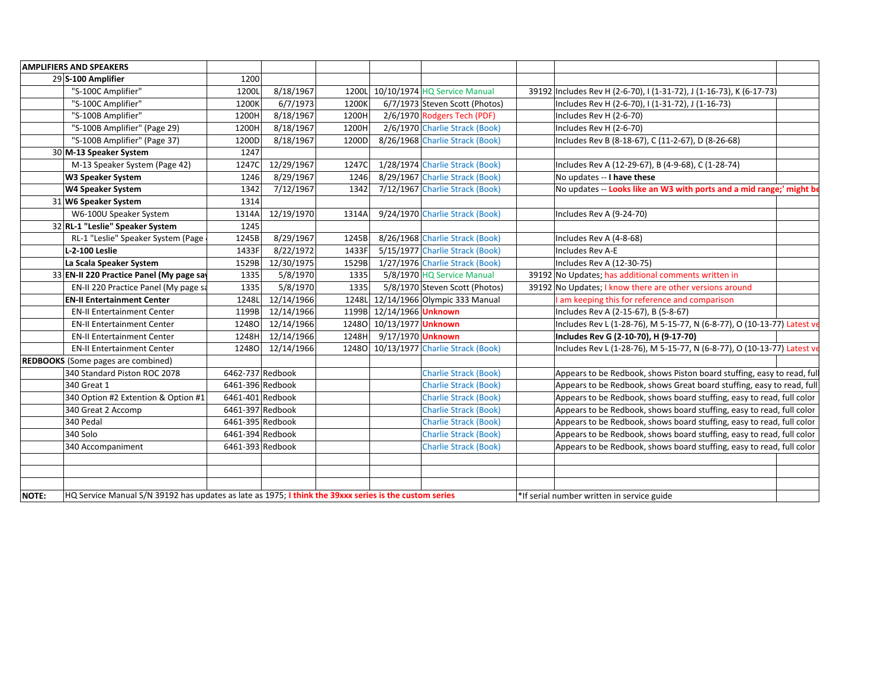| AMPLIFIERS AND SPEAKERS | | | | | | | | | |
|---|---|---|---|---|---|---|---|---|---|
| 29 | **S-100 Amplifier** | 1200 | | | | | | | |
| | "S-100C Amplifier" | 1200L | 8/18/1967 | 1200L | 10/10/1974 | HQ Service Manual | 39192 | Includes Rev H (2-6-70), I (1-31-72), J (1-16-73), K (6-17-73) | |
| | "S-100C Amplifier" | 1200K | 6/7/1973 | 1200K | 6/7/1973 | Steven Scott (Photos) | | Includes Rev H (2-6-70), I (1-31-72), J (1-16-73) | |
| | "S-100B Amplifier" | 1200H | 8/18/1967 | 1200H | 2/6/1970 | Rodgers Tech (PDF) | | Includes Rev H (2-6-70) | |
| | "S-100B Amplifier" (Page 29) | 1200H | 8/18/1967 | 1200H | 2/6/1970 | Charlie Strack (Book) | | Includes Rev H (2-6-70) | |
| | "S-100B Amplifier" (Page 37) | 1200D | 8/18/1967 | 1200D | 8/26/1968 | Charlie Strack (Book) | | Includes Rev B (8-18-67), C (11-2-67), D (8-26-68) | |
| 30 | **M-13 Speaker System** | 1247 | | | | | | | |
| | M-13 Speaker System (Page 42) | 1247C | 12/29/1967 | 1247C | 1/28/1974 | Charlie Strack (Book) | | Includes Rev A (12-29-67), B (4-9-68), C (1-28-74) | |
| | **W3 Speaker System** | 1246 | 8/29/1967 | 1246 | 8/29/1967 | Charlie Strack (Book) | | No updates -- **I have these** | |
| | **W4 Speaker System** | 1342 | 7/12/1967 | 1342 | 7/12/1967 | Charlie Strack (Book) | | No updates -- **Looks like an W3 with ports and a mid range;' might be** | |
| 31 | **W6 Speaker System** | 1314 | | | | | | | |
| | W6-100U Speaker System | 1314A | 12/19/1970 | 1314A | 9/24/1970 | Charlie Strack (Book) | | Includes Rev A (9-24-70) | |
| 32 | **RL-1 "Leslie" Speaker System** | 1245 | | | | | | | |
| | RL-1 "Leslie" Speaker System (Page | 1245B | 8/29/1967 | 1245B | 8/26/1968 | Charlie Strack (Book) | | Includes Rev A (4-8-68) | |
| | **L-2-100 Leslie** | 1433F | 8/22/1972 | 1433F | 5/15/1977 | Charlie Strack (Book) | | Includes Rev A-E | |
| | **La Scala Speaker System** | 1529B | 12/30/1975 | 1529B | 1/27/1976 | Charlie Strack (Book) | | Includes Rev A (12-30-75) | |
| 33 | **EN-II 220 Practice Panel (My page say** | 1335 | 5/8/1970 | 1335 | 5/8/1970 | HQ Service Manual | 39192 | No Updates; has additional comments written in | |
| | EN-II 220 Practice Panel (My page sa | 1335 | 5/8/1970 | 1335 | 5/8/1970 | Steven Scott (Photos) | 39192 | No Updates; I know there are other versions around | |
| | **EN-II Entertainment Center** | 1248L | 12/14/1966 | 1248L | 12/14/1966 | Olympic 333 Manual | | I am keeping this for reference and comparison | |
| | EN-II Entertainment Center | 1199B | 12/14/1966 | 1199B | 12/14/1966 | **Unknown** | | Includes Rev A (2-15-67), B (5-8-67) | |
| | EN-II Entertainment Center | 1248O | 12/14/1966 | 1248O | 10/13/1977 | **Unknown** | | Includes Rev L (1-28-76), M 5-15-77, N (6-8-77), O (10-13-77) Latest ve | |
| | EN-II Entertainment Center | 1248H | 12/14/1966 | 1248H | 9/17/1970 | **Unknown** | | **Includes Rev G (2-10-70), H (9-17-70)** | |
| | EN-II Entertainment Center | 1248O | 12/14/1966 | 1248O | 10/13/1977 | Charlie Strack (Book) | | Includes Rev L (1-28-76), M 5-15-77, N (6-8-77), O (10-13-77) Latest ve | |
| **REDBOOKS** (Some pages are combined) | | | | | | | | | |
| | 340 Standard Piston ROC 2078 | 6462-737 | Redbook | | | Charlie Strack (Book) | | Appears to be Redbook, shows Piston board stuffing, easy to read, full | |
| | 340 Great 1 | 6461-396 | Redbook | | | Charlie Strack (Book) | | Appears to be Redbook, shows Great board stuffing, easy to read, full | |
| | 340 Option #2 Extention & Option #1 | 6461-401 | Redbook | | | Charlie Strack (Book) | | Appears to be Redbook, shows board stuffing, easy to read, full color | |
| | 340 Great 2 Accomp | 6461-397 | Redbook | | | Charlie Strack (Book) | | Appears to be Redbook, shows board stuffing, easy to read, full color | |
| | 340 Pedal | 6461-395 | Redbook | | | Charlie Strack (Book) | | Appears to be Redbook, shows board stuffing, easy to read, full color | |
| | 340 Solo | 6461-394 | Redbook | | | Charlie Strack (Book) | | Appears to be Redbook, shows board stuffing, easy to read, full color | |
| | 340 Accompaniment | 6461-393 | Redbook | | | Charlie Strack (Book) | | Appears to be Redbook, shows board stuffing, easy to read, full color | |
| | | | | | | | | | |
| | | | | | | | | | |
| | | | | | | | | | |
| **NOTE:** | HQ Service Manual S/N 39192 has updates as late as 1975; **I think the 39xxx series is the custom series** | | | | | | *If serial number written in service guide | | |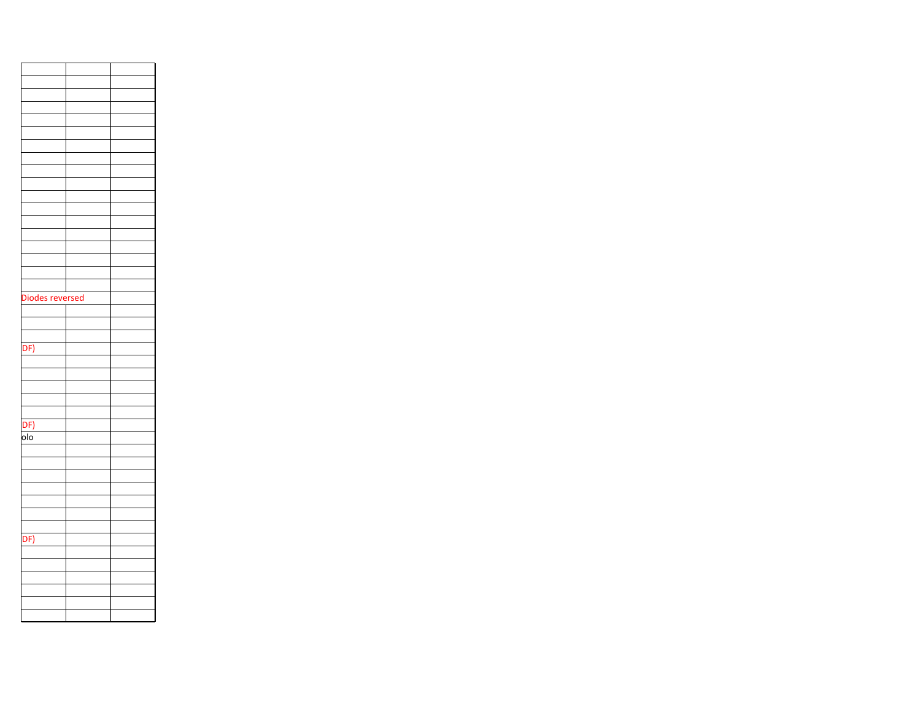| | | |
|---|---|---|
| | | |
| | | |
| | | |
| | | |
| | | |
| | | |
| | | |
| | | |
| | | |
| | | |
| | | |
| | | |
| | | |
| | | |
| | | |
| | | |
| Diodes reversed | | |
| | | |
| | | |
| | | |
| DF) | | |
| | | |
| | | |
| | | |
| | | |
| | | |
| DF) | | |
| olo | | |
| | | |
| | | |
| | | |
| | | |
| | | |
| | | |
| | | |
| DF) | | |
| | | |
| | | |
| | | |
| | | |
| | | |
| | | |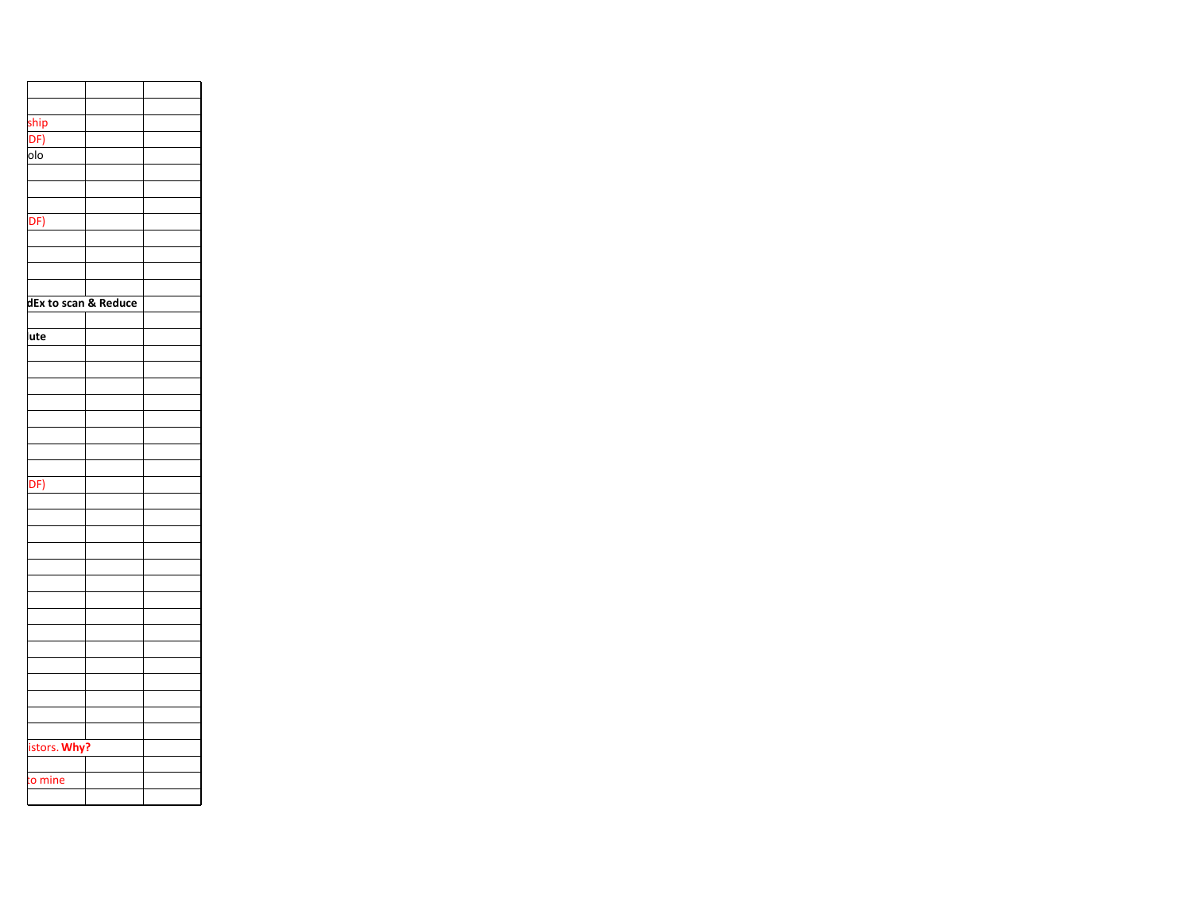| | | |
|---|---|---|
| | | |
| ship | | |
| DF) | | |
| olo | | |
| | | |
| | | |
| | | |
| DF) | | |
| | | |
| | | |
| | | |
| | | |
| **dEx to scan & Reduce** | | |
| | | |
| **ute** | | |
| | | |
| | | |
| | | |
| | | |
| | | |
| | | |
| | | |
| | | |
| DF) | | |
| | | |
| | | |
| | | |
| | | |
| | | |
| | | |
| | | |
| | | |
| | | |
| | | |
| | | |
| | | |
| | | |
| | | |
| | | |
| istors. **Why?** | | |
| | | |
| to mine | | |
| | | |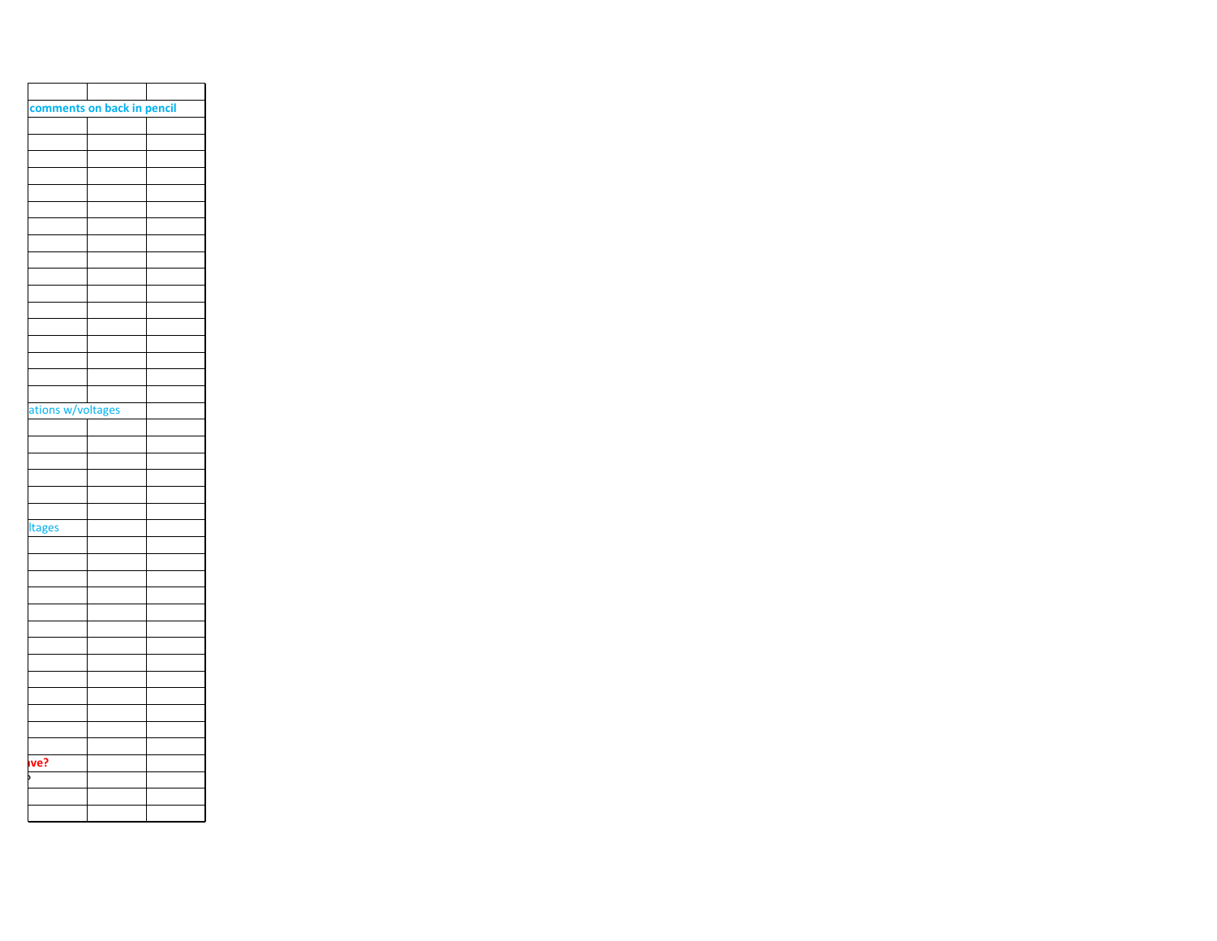| | | |
|---|---|---|
| **comments on back in pencil** | | |
| | | |
| | | |
| | | |
| | | |
| | | |
| | | |
| | | |
| | | |
| | | |
| | | |
| | | |
| | | |
| | | |
| | | |
| | | |
| | | |
| | | |
| ations w/voltages | | |
| | | |
| | | |
| | | |
| | | |
| | | |
| | | |
| ltages | | |
| | | |
| | | |
| | | |
| | | |
| | | |
| | | |
| | | |
| | | |
| | | |
| | | |
| | | |
| | | |
| | | |
| **ve?** | | |
| ? | | |
| | | |
| | | |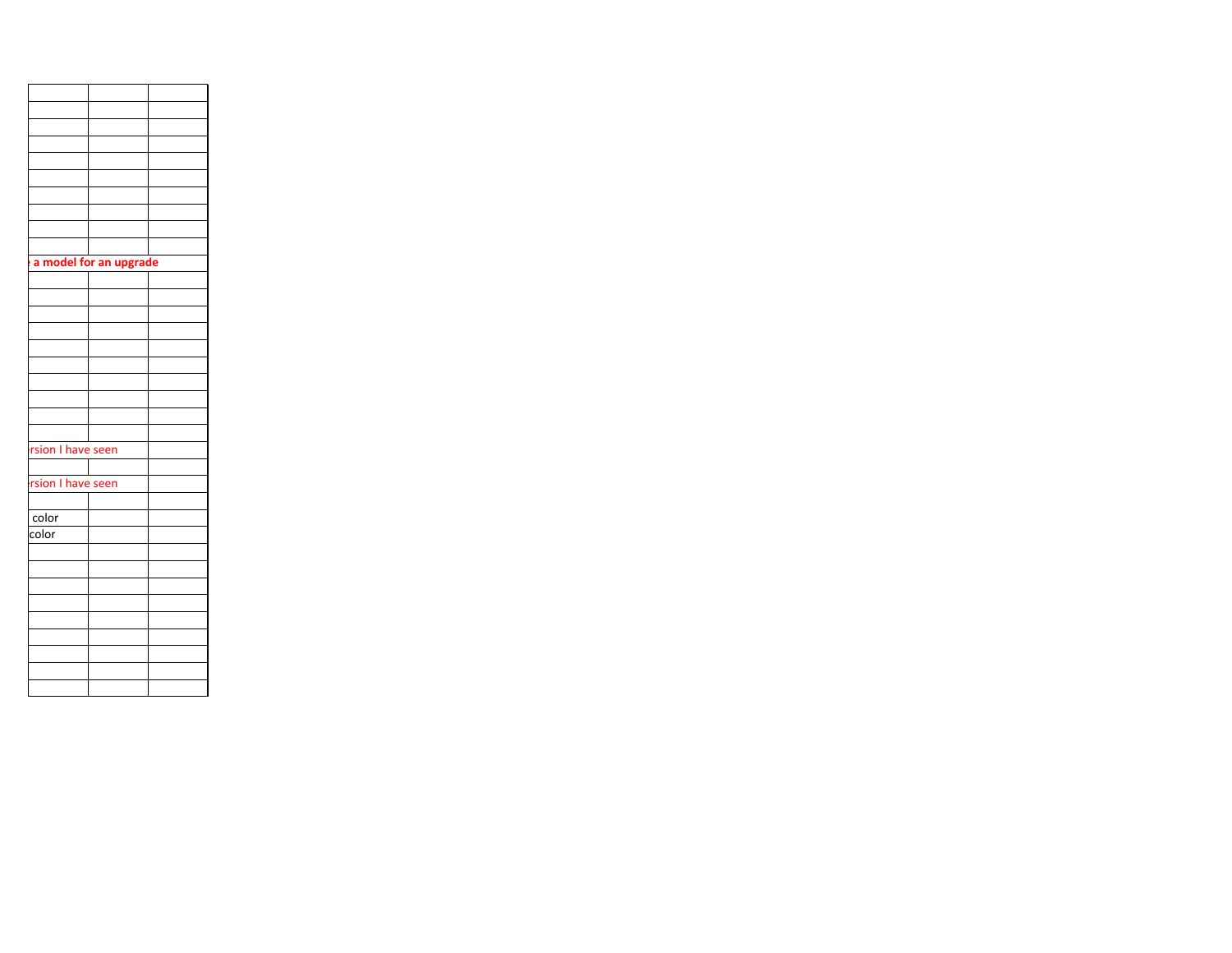| | | |
|---|---|---|
| | | |
| | | |
| | | |
| | | |
| | | |
| | | |
| | | |
| | | |
| | | |
| **a model for an upgrade** | | |
| | | |
| | | |
| | | |
| | | |
| | | |
| | | |
| | | |
| | | |
| | | |
| | | |
| rsion I have seen | | |
| | | |
| rsion I have seen | | |
| | | |
| color | | |
| color | | |
| | | |
| | | |
| | | |
| | | |
| | | |
| | | |
| | | |
| | | |
| | | |